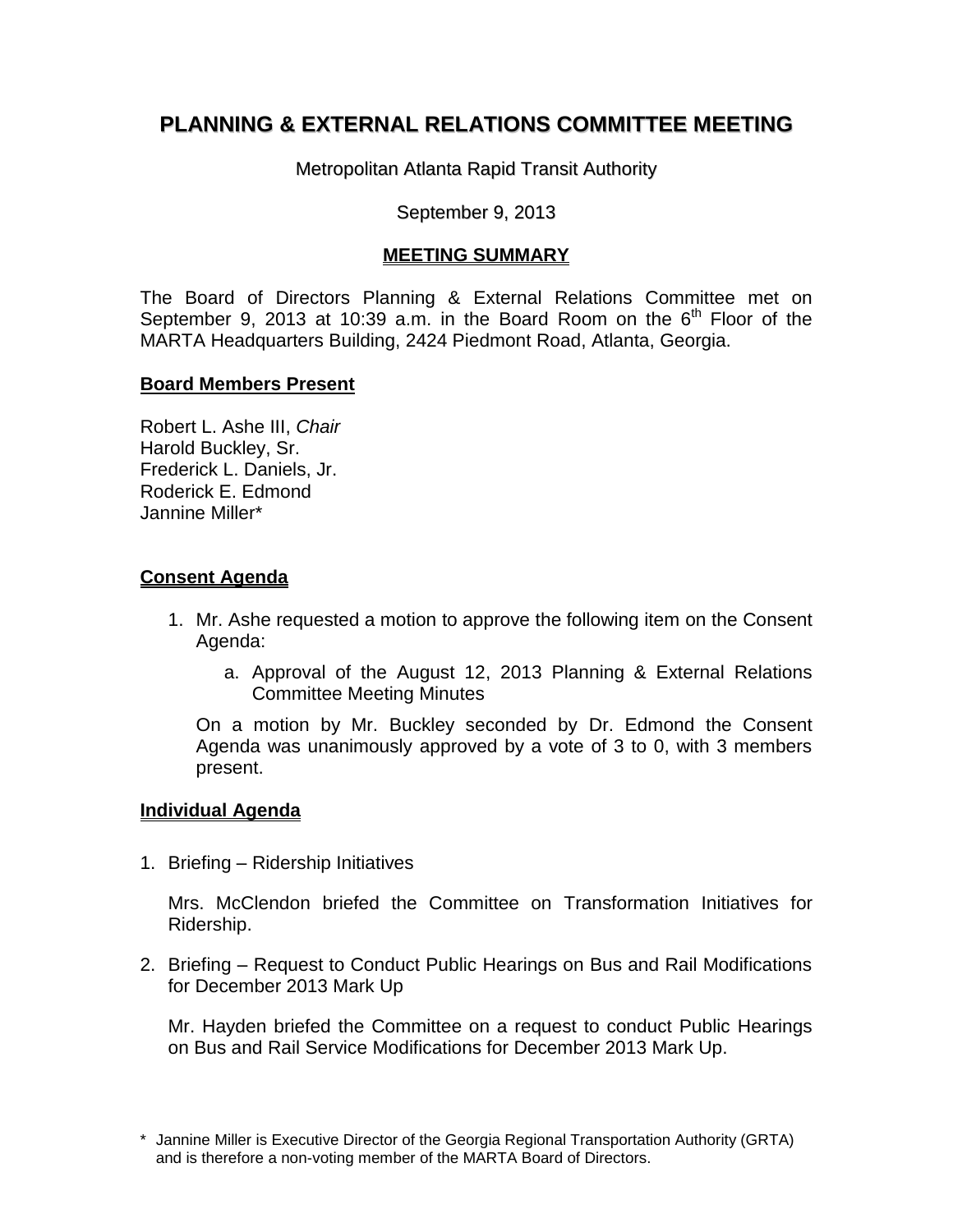# PLANNING & EXTERNAL RELATIONS COMMITTEE MEETING

Metropolitan Atlanta Rapid Transit Authority

September 9, 2013

## MEETING SUMMARY

The Board of Directors Planning & External Relations Committee met on September 9, 2013 at 10:39 a.m. in the Board Room on the 6th Floor of the MARTA Headquarters Building, 2424 Piedmont Road, Atlanta, Georgia.

### Board Members Present

Robert L. Ashe III, *Chair*
Harold Buckley, Sr.
Frederick L. Daniels, Jr.
Roderick E. Edmond
Jannine Miller*

### Consent Agenda

1. Mr. Ashe requested a motion to approve the following item on the Consent Agenda:

   a. Approval of the August 12, 2013 Planning & External Relations Committee Meeting Minutes

   On a motion by Mr. Buckley seconded by Dr. Edmond the Consent Agenda was unanimously approved by a vote of 3 to 0, with 3 members present.

### Individual Agenda

1. Briefing – Ridership Initiatives

   Mrs. McClendon briefed the Committee on Transformation Initiatives for Ridership.

2. Briefing – Request to Conduct Public Hearings on Bus and Rail Modifications for December 2013 Mark Up

   Mr. Hayden briefed the Committee on a request to conduct Public Hearings on Bus and Rail Service Modifications for December 2013 Mark Up.

\* Jannine Miller is Executive Director of the Georgia Regional Transportation Authority (GRTA) and is therefore a non-voting member of the MARTA Board of Directors.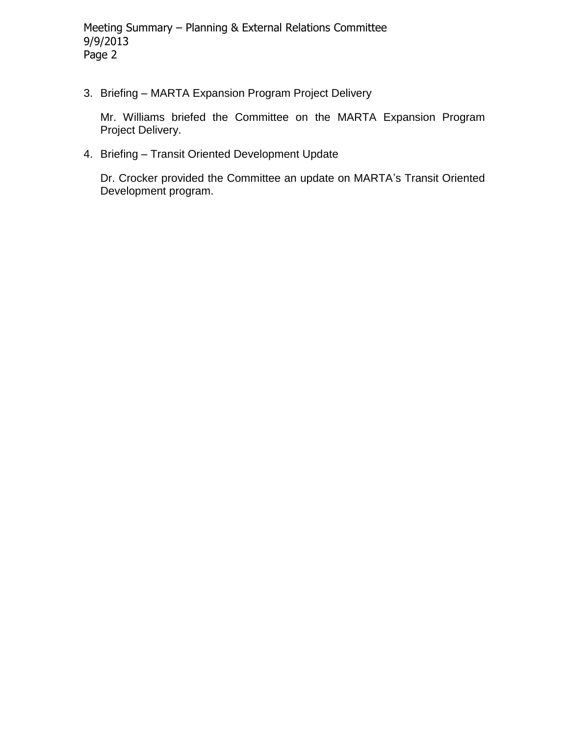3. Briefing – MARTA Expansion Program Project Delivery

   Mr. Williams briefed the Committee on the MARTA Expansion Program Project Delivery.

4. Briefing – Transit Oriented Development Update

   Dr. Crocker provided the Committee an update on MARTA's Transit Oriented Development program.